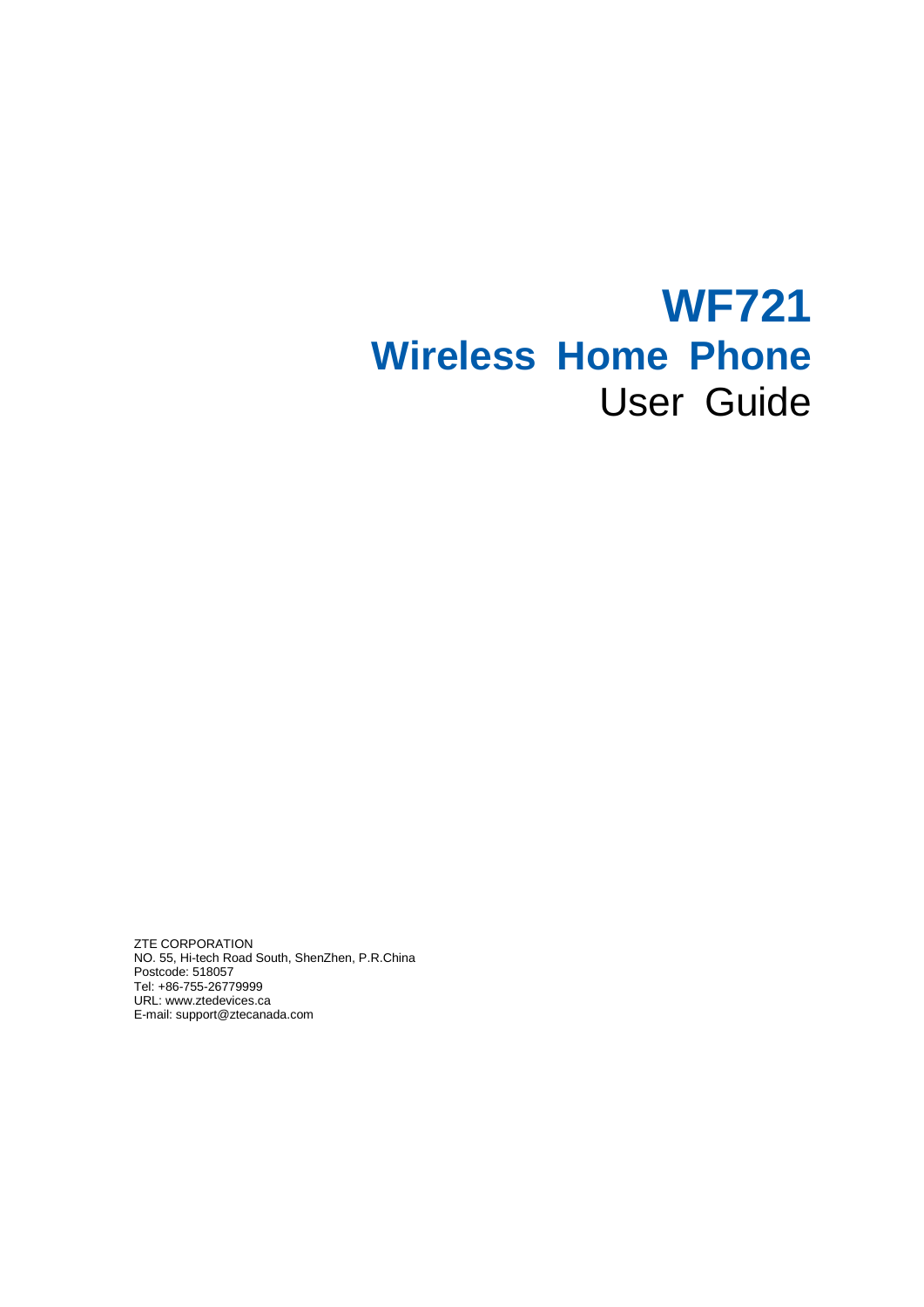# WF721

# Wireless Home Phone

## User Guide

ZTE CORPORATION
NO. 55, Hi-tech Road South, ShenZhen, P.R.China
Postcode: 518057
Tel: +86-755-26779999
URL: www.ztedevices.ca
E-mail: support@ztecanada.com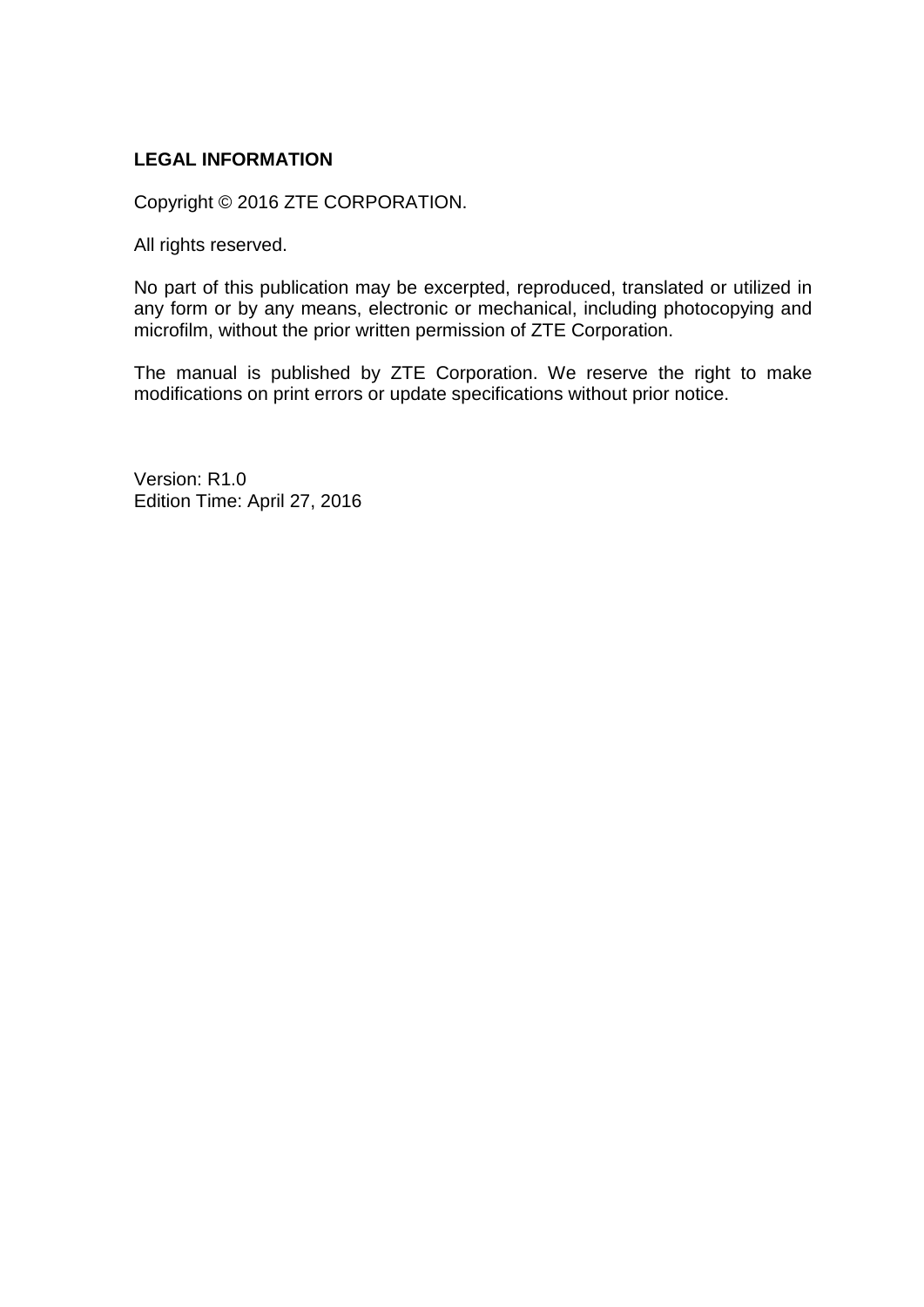**LEGAL INFORMATION**

Copyright © 2016 ZTE CORPORATION.

All rights reserved.

No part of this publication may be excerpted, reproduced, translated or utilized in any form or by any means, electronic or mechanical, including photocopying and microfilm, without the prior written permission of ZTE Corporation.

The manual is published by ZTE Corporation. We reserve the right to make modifications on print errors or update specifications without prior notice.

Version: R1.0
Edition Time: April 27, 2016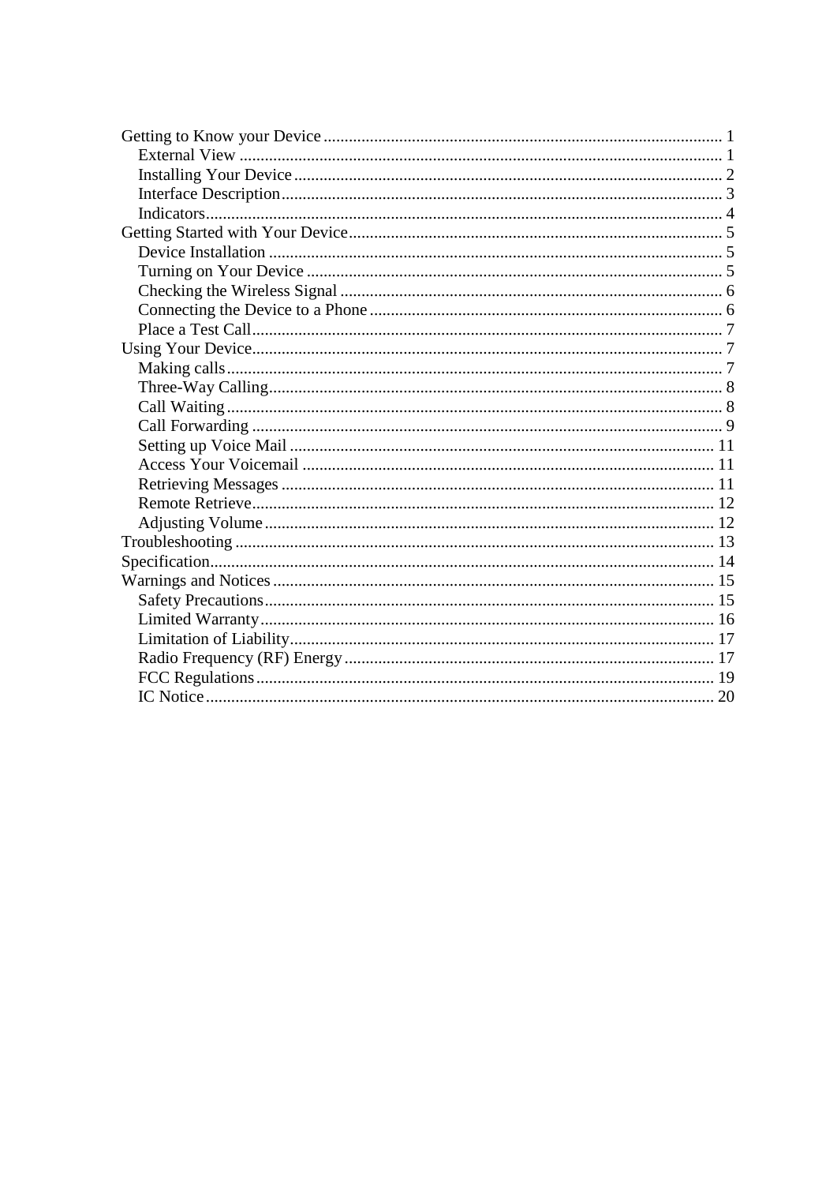Getting to Know your Device ..... 1
  External View ..... 1
  Installing Your Device ..... 2
  Interface Description ..... 3
  Indicators ..... 4
Getting Started with Your Device ..... 5
  Device Installation ..... 5
  Turning on Your Device ..... 5
  Checking the Wireless Signal ..... 6
  Connecting the Device to a Phone ..... 6
  Place a Test Call ..... 7
Using Your Device ..... 7
  Making calls ..... 7
  Three-Way Calling ..... 8
  Call Waiting ..... 8
  Call Forwarding ..... 9
  Setting up Voice Mail ..... 11
  Access Your Voicemail ..... 11
  Retrieving Messages ..... 11
  Remote Retrieve ..... 12
  Adjusting Volume ..... 12
Troubleshooting ..... 13
Specification ..... 14
Warnings and Notices ..... 15
  Safety Precautions ..... 15
  Limited Warranty ..... 16
  Limitation of Liability ..... 17
  Radio Frequency (RF) Energy ..... 17
  FCC Regulations ..... 19
  IC Notice ..... 20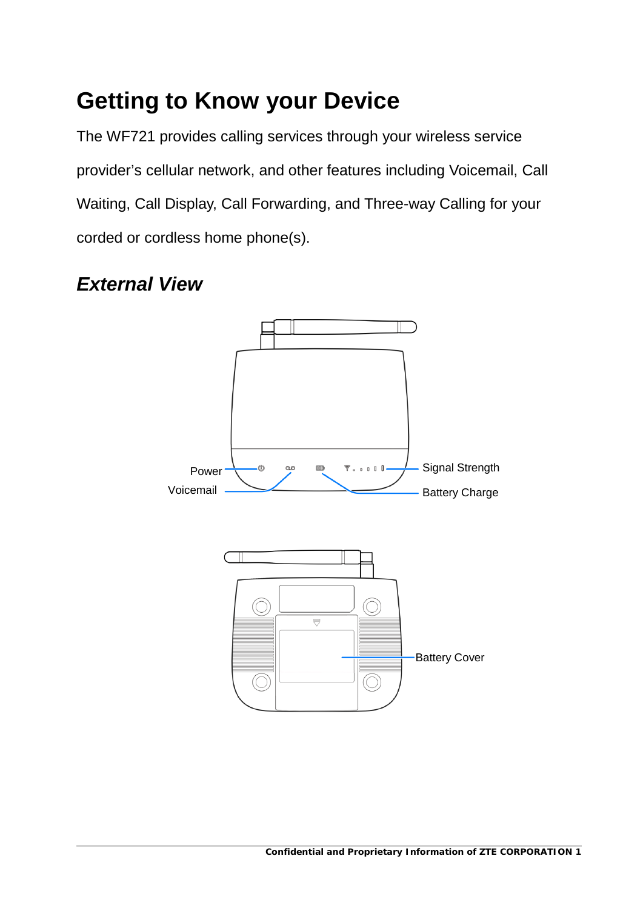# Getting to Know your Device

The WF721 provides calling services through your wireless service provider's cellular network, and other features including Voicemail, Call Waiting, Call Display, Call Forwarding, and Three-way Calling for your corded or cordless home phone(s).

## *External View*

Power

Voicemail

Signal Strength

Battery Charge

Battery Cover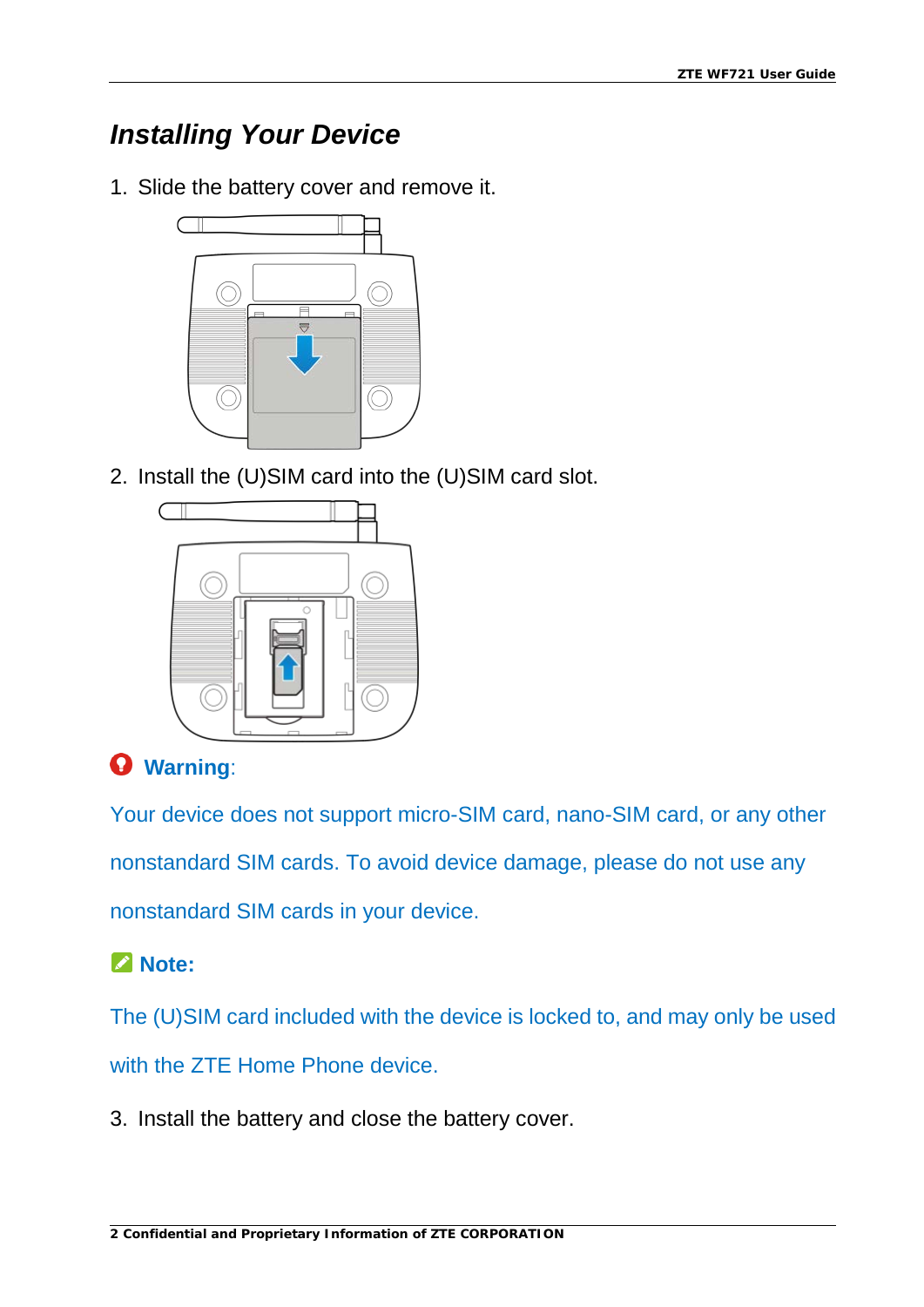## *Installing Your Device*

1. Slide the battery cover and remove it.

2. Install the (U)SIM card into the (U)SIM card slot.

**Warning**:

Your device does not support micro-SIM card, nano-SIM card, or any other nonstandard SIM cards. To avoid device damage, please do not use any nonstandard SIM cards in your device.

**Note:**

The (U)SIM card included with the device is locked to, and may only be used with the ZTE Home Phone device.

3. Install the battery and close the battery cover.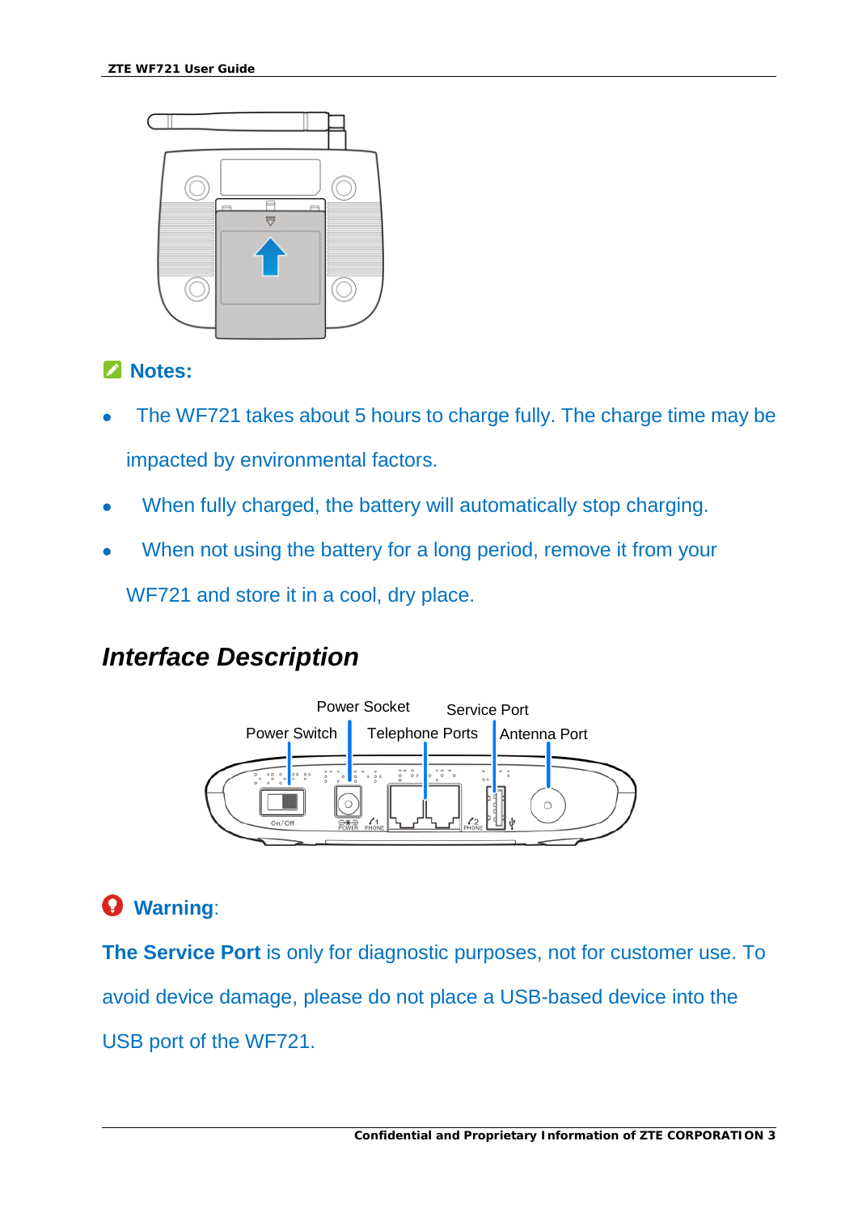**Notes:**

- The WF721 takes about 5 hours to charge fully. The charge time may be impacted by environmental factors.
- When fully charged, the battery will automatically stop charging.
- When not using the battery for a long period, remove it from your WF721 and store it in a cool, dry place.

## *Interface Description*

Power Socket　Service Port

Power Switch　Telephone Ports　Antenna Port

**Warning**:

**The Service Port** is only for diagnostic purposes, not for customer use. To avoid device damage, please do not place a USB-based device into the USB port of the WF721.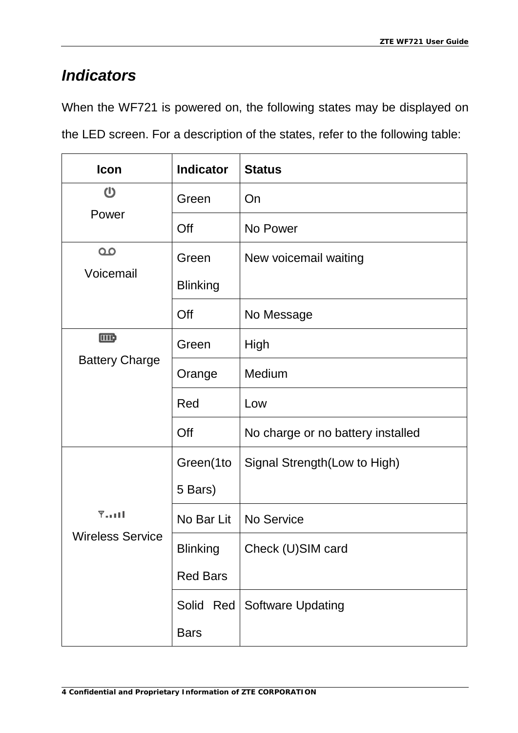## *Indicators*

When the WF721 is powered on, the following states may be displayed on the LED screen. For a description of the states, refer to the following table:

| Icon | Indicator | Status |
|---|---|---|
| Power | Green | On |
| | Off | No Power |
| Voicemail | Green Blinking | New voicemail waiting |
| | Off | No Message |
| Battery Charge | Green | High |
| | Orange | Medium |
| | Red | Low |
| | Off | No charge or no battery installed |
| Wireless Service | Green(1to 5 Bars) | Signal Strength(Low to High) |
| | No Bar Lit | No Service |
| | Blinking Red Bars | Check (U)SIM card |
| | Solid Red Bars | Software Updating |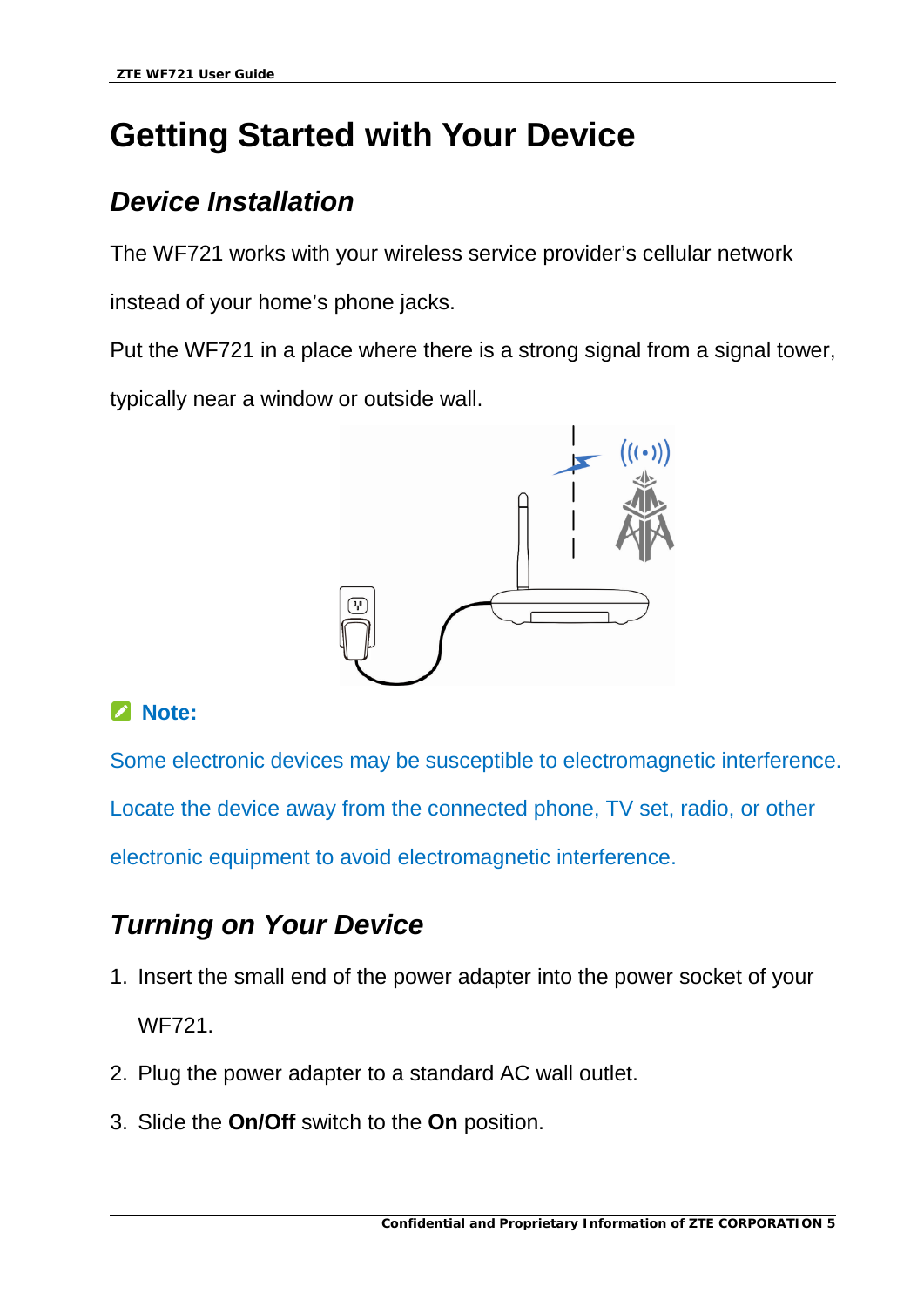# Getting Started with Your Device

## *Device Installation*

The WF721 works with your wireless service provider's cellular network instead of your home's phone jacks.

Put the WF721 in a place where there is a strong signal from a signal tower, typically near a window or outside wall.

**Note:**

Some electronic devices may be susceptible to electromagnetic interference. Locate the device away from the connected phone, TV set, radio, or other electronic equipment to avoid electromagnetic interference.

## *Turning on Your Device*

1. Insert the small end of the power adapter into the power socket of your WF721.
2. Plug the power adapter to a standard AC wall outlet.
3. Slide the **On/Off** switch to the **On** position.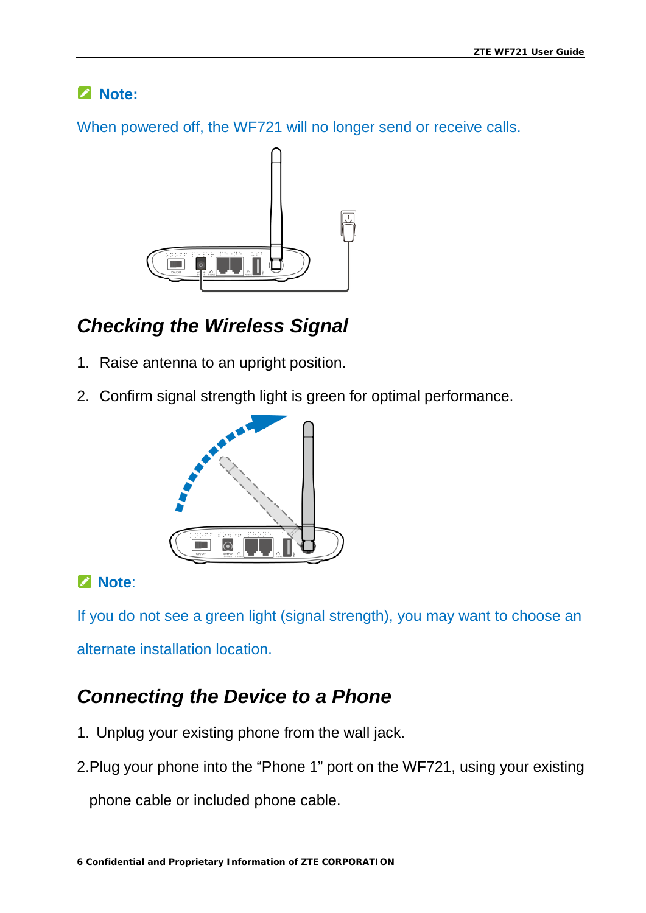**Note:**

When powered off, the WF721 will no longer send or receive calls.

## *Checking the Wireless Signal*

1. Raise antenna to an upright position.
2. Confirm signal strength light is green for optimal performance.

**Note**:

If you do not see a green light (signal strength), you may want to choose an alternate installation location.

## *Connecting the Device to a Phone*

1. Unplug your existing phone from the wall jack.
2. Plug your phone into the “Phone 1” port on the WF721, using your existing phone cable or included phone cable.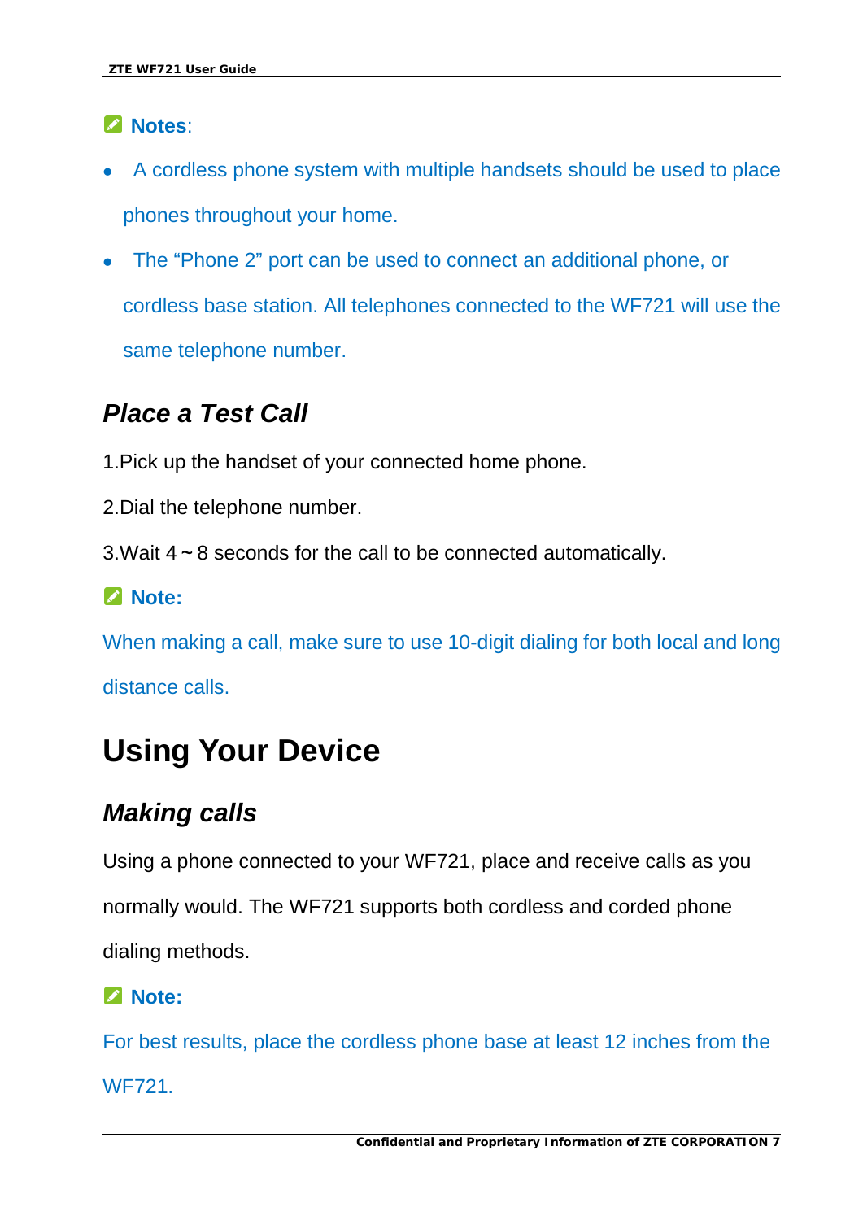**Notes**:

- A cordless phone system with multiple handsets should be used to place phones throughout your home.
- The “Phone 2” port can be used to connect an additional phone, or cordless base station. All telephones connected to the WF721 will use the same telephone number.

### *Place a Test Call*

1.Pick up the handset of your connected home phone.

2.Dial the telephone number.

3.Wait 4 ~ 8 seconds for the call to be connected automatically.

**Note:**

When making a call, make sure to use 10-digit dialing for both local and long distance calls.

## Using Your Device

### *Making calls*

Using a phone connected to your WF721, place and receive calls as you normally would. The WF721 supports both cordless and corded phone dialing methods.

**Note:**

For best results, place the cordless phone base at least 12 inches from the WF721.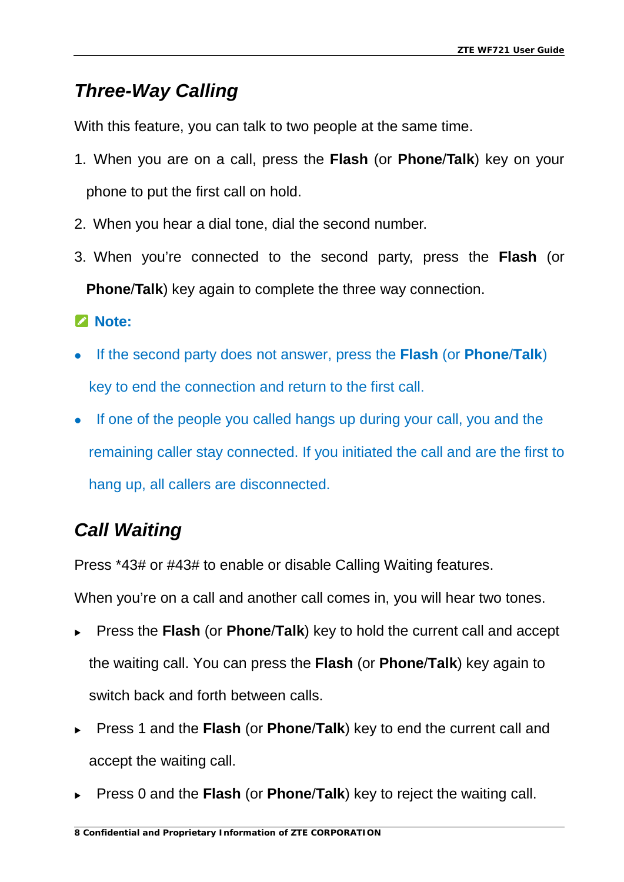## *Three-Way Calling*

With this feature, you can talk to two people at the same time.

1. When you are on a call, press the **Flash** (or **Phone**/**Talk**) key on your phone to put the first call on hold.
2. When you hear a dial tone, dial the second number.
3. When you're connected to the second party, press the **Flash** (or **Phone**/**Talk**) key again to complete the three way connection.

**Note:**

- If the second party does not answer, press the **Flash** (or **Phone**/**Talk**) key to end the connection and return to the first call.
- If one of the people you called hangs up during your call, you and the remaining caller stay connected. If you initiated the call and are the first to hang up, all callers are disconnected.

## *Call Waiting*

Press *43# or #43# to enable or disable Calling Waiting features.

When you're on a call and another call comes in, you will hear two tones.

- Press the **Flash** (or **Phone**/**Talk**) key to hold the current call and accept the waiting call. You can press the **Flash** (or **Phone**/**Talk**) key again to switch back and forth between calls.
- Press 1 and the **Flash** (or **Phone**/**Talk**) key to end the current call and accept the waiting call.
- Press 0 and the **Flash** (or **Phone**/**Talk**) key to reject the waiting call.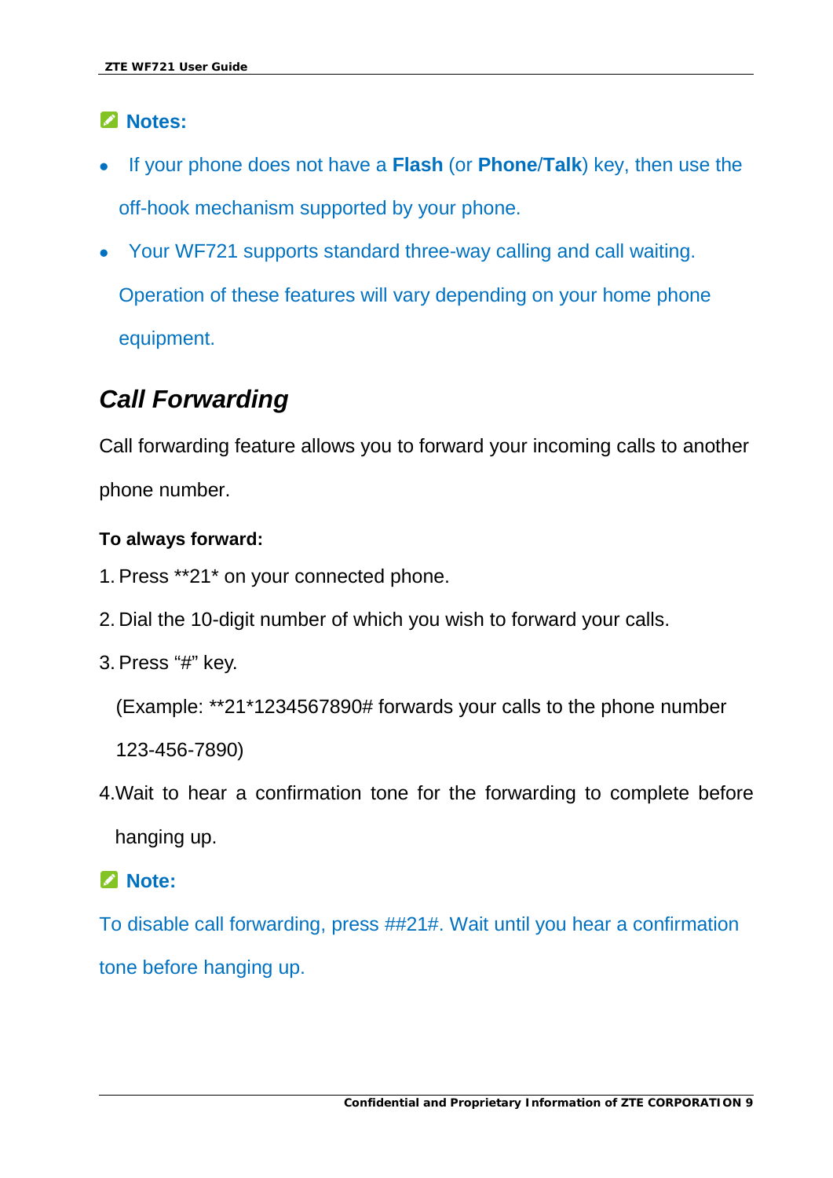**Notes:**

- If your phone does not have a **Flash** (or **Phone**/**Talk**) key, then use the off-hook mechanism supported by your phone.
- Your WF721 supports standard three-way calling and call waiting. Operation of these features will vary depending on your home phone equipment.

## *Call Forwarding*

Call forwarding feature allows you to forward your incoming calls to another phone number.

**To always forward:**

1. Press **21* on your connected phone.
2. Dial the 10-digit number of which you wish to forward your calls.
3. Press "#" key.

   (Example: **21*1234567890# forwards your calls to the phone number 123-456-7890)

4. Wait to hear a confirmation tone for the forwarding to complete before hanging up.

**Note:**

To disable call forwarding, press ##21#. Wait until you hear a confirmation tone before hanging up.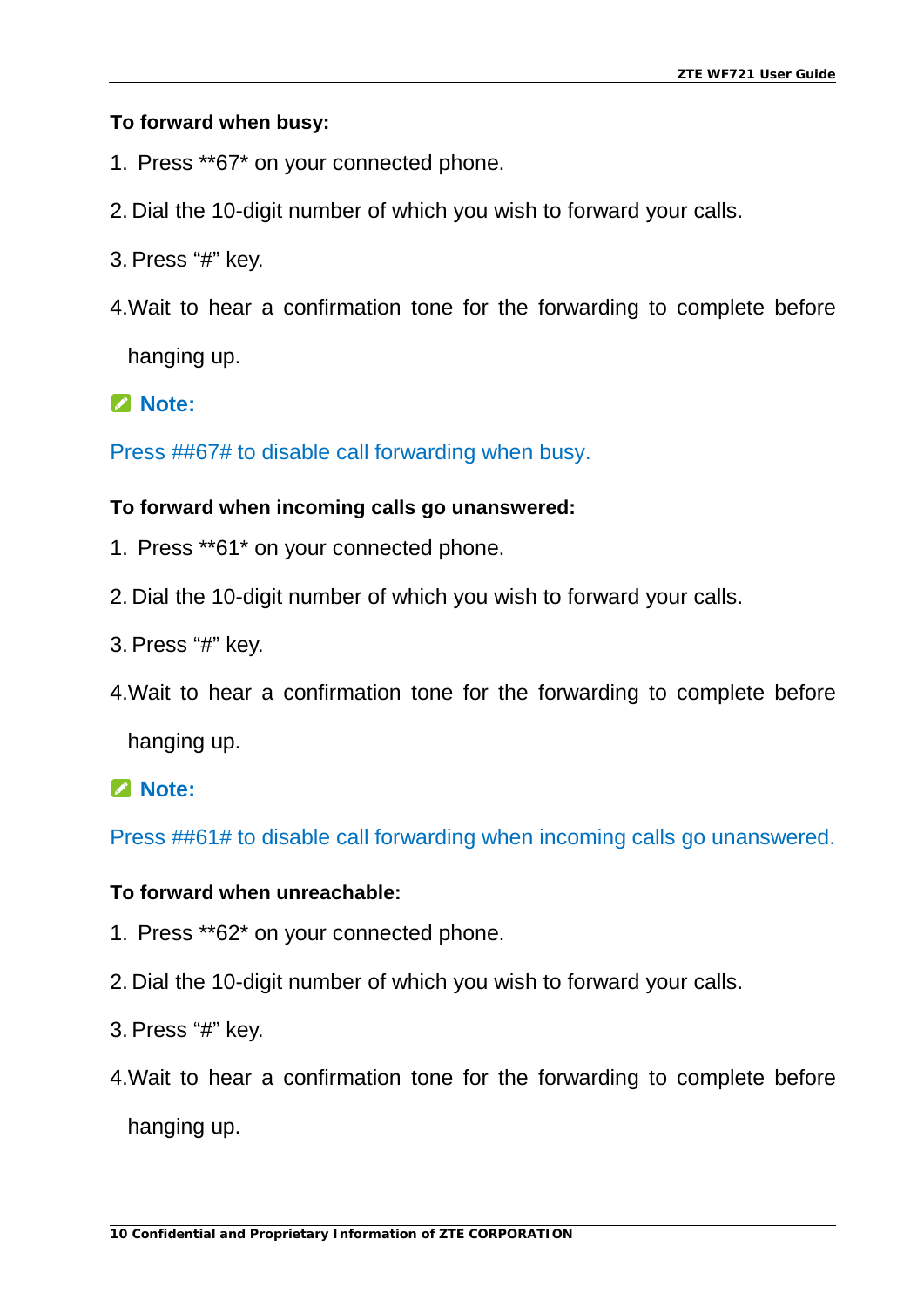**To forward when busy:**

1. Press **67* on your connected phone.
2. Dial the 10-digit number of which you wish to forward your calls.
3. Press “#” key.
4. Wait to hear a confirmation tone for the forwarding to complete before hanging up.

**Note:**

Press ##67# to disable call forwarding when busy.

**To forward when incoming calls go unanswered:**

1. Press **61* on your connected phone.
2. Dial the 10-digit number of which you wish to forward your calls.
3. Press “#” key.
4. Wait to hear a confirmation tone for the forwarding to complete before hanging up.

**Note:**

Press ##61# to disable call forwarding when incoming calls go unanswered.

**To forward when unreachable:**

1. Press **62* on your connected phone.
2. Dial the 10-digit number of which you wish to forward your calls.
3. Press “#” key.
4. Wait to hear a confirmation tone for the forwarding to complete before hanging up.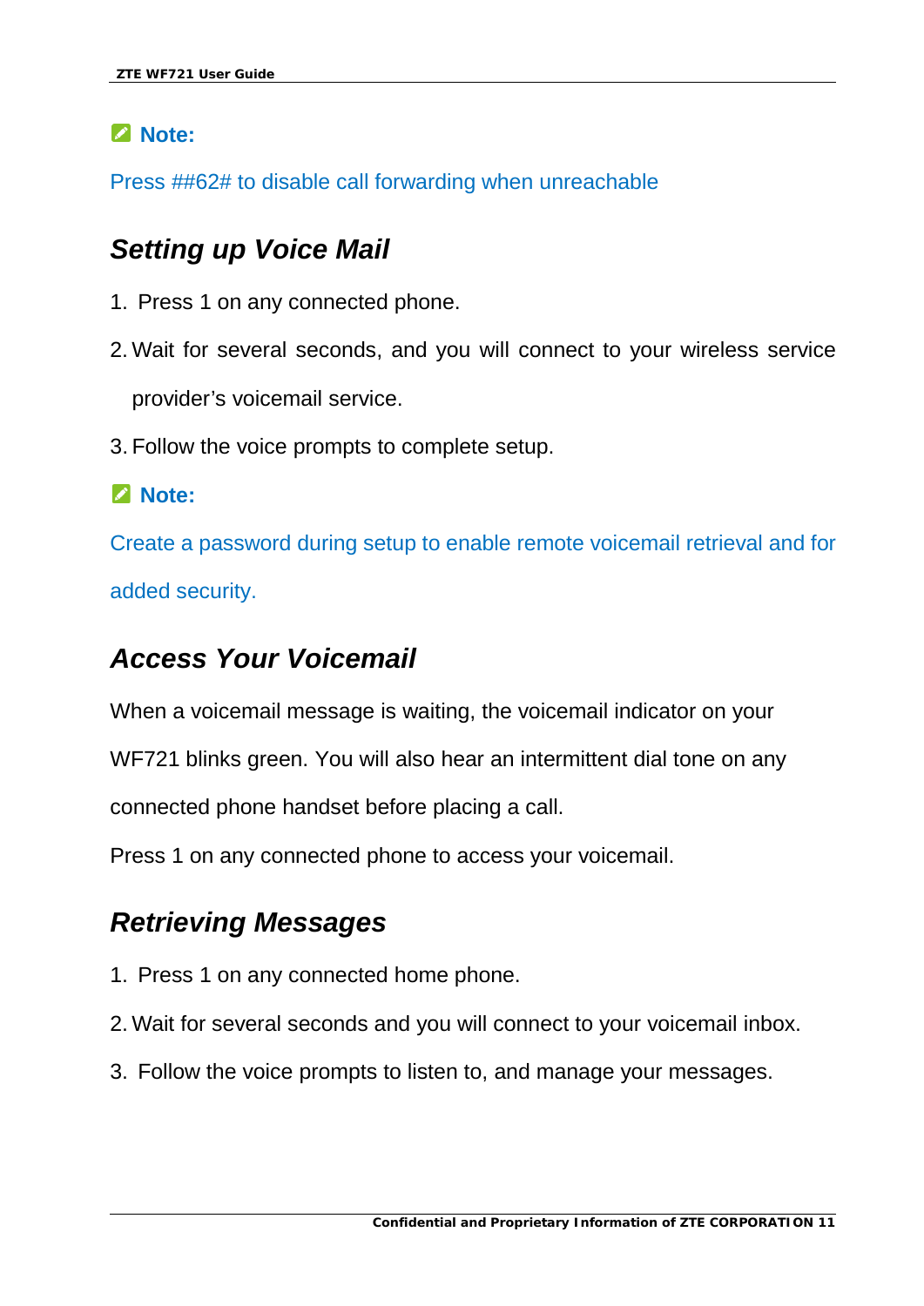**Note:**

Press ##62# to disable call forwarding when unreachable

## *Setting up Voice Mail*

1. Press 1 on any connected phone.
2. Wait for several seconds, and you will connect to your wireless service provider's voicemail service.
3. Follow the voice prompts to complete setup.

**Note:**

Create a password during setup to enable remote voicemail retrieval and for added security.

## *Access Your Voicemail*

When a voicemail message is waiting, the voicemail indicator on your WF721 blinks green. You will also hear an intermittent dial tone on any connected phone handset before placing a call.

Press 1 on any connected phone to access your voicemail.

## *Retrieving Messages*

1. Press 1 on any connected home phone.
2. Wait for several seconds and you will connect to your voicemail inbox.
3. Follow the voice prompts to listen to, and manage your messages.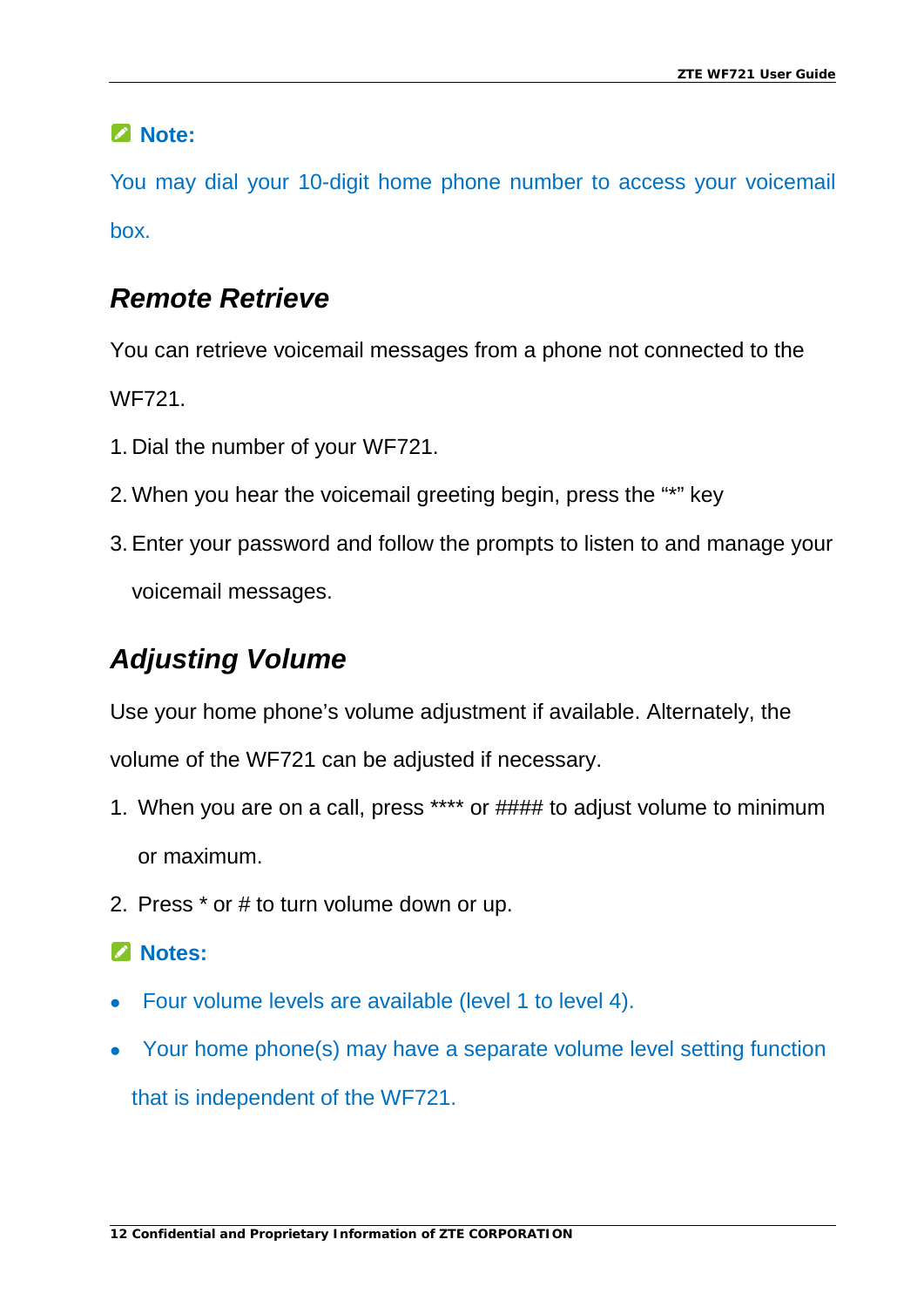**Note:**

You may dial your 10-digit home phone number to access your voicemail box.

## *Remote Retrieve*

You can retrieve voicemail messages from a phone not connected to the WF721.

1. Dial the number of your WF721.
2. When you hear the voicemail greeting begin, press the "*" key
3. Enter your password and follow the prompts to listen to and manage your voicemail messages.

## *Adjusting Volume*

Use your home phone's volume adjustment if available. Alternately, the volume of the WF721 can be adjusted if necessary.

1. When you are on a call, press **** or #### to adjust volume to minimum or maximum.
2. Press * or # to turn volume down or up.

**Notes:**

- Four volume levels are available (level 1 to level 4).
- Your home phone(s) may have a separate volume level setting function that is independent of the WF721.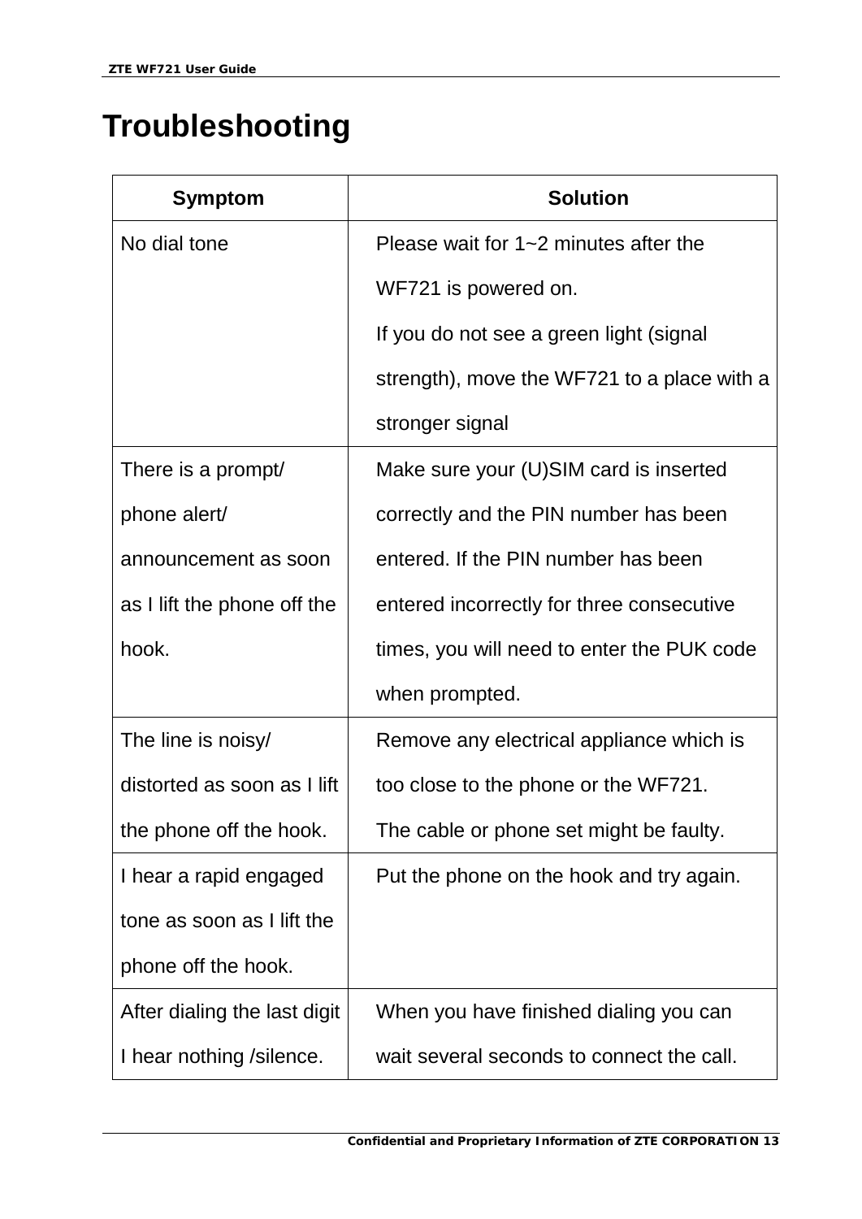# Troubleshooting

| Symptom | Solution |
|---|---|
| No dial tone | Please wait for 1~2 minutes after the WF721 is powered on.<br>If you do not see a green light (signal strength), move the WF721 to a place with a stronger signal |
| There is a prompt/ phone alert/ announcement as soon as I lift the phone off the hook. | Make sure your (U)SIM card is inserted correctly and the PIN number has been entered. If the PIN number has been entered incorrectly for three consecutive times, you will need to enter the PUK code when prompted. |
| The line is noisy/ distorted as soon as I lift the phone off the hook. | Remove any electrical appliance which is too close to the phone or the WF721.<br>The cable or phone set might be faulty. |
| I hear a rapid engaged tone as soon as I lift the phone off the hook. | Put the phone on the hook and try again. |
| After dialing the last digit I hear nothing /silence. | When you have finished dialing you can wait several seconds to connect the call. |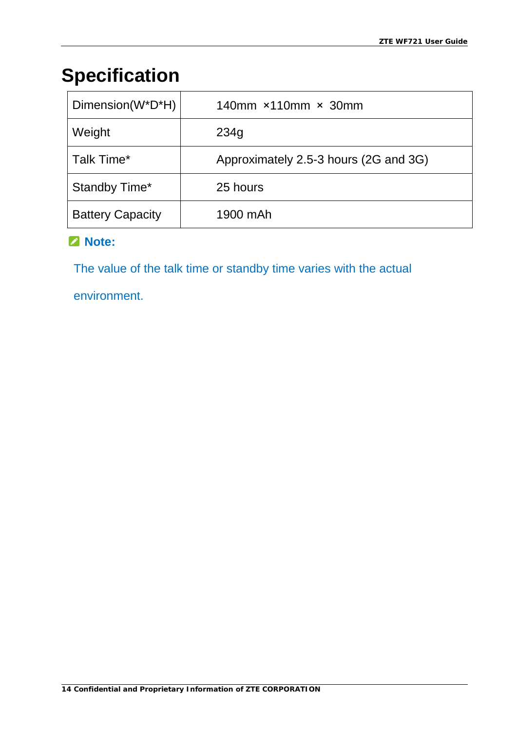# Specification

| Dimension(W*D*H) | 140mm ×110mm × 30mm |
|---|---|
| Weight | 234g |
| Talk Time* | Approximately 2.5-3 hours (2G and 3G) |
| Standby Time* | 25 hours |
| Battery Capacity | 1900 mAh |

**Note:**

The value of the talk time or standby time varies with the actual environment.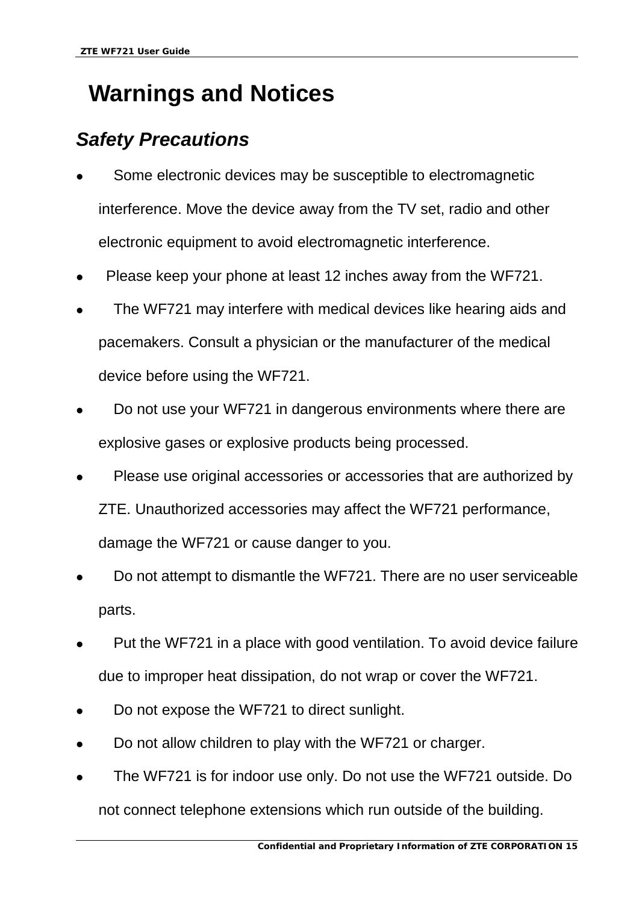# Warnings and Notices

## *Safety Precautions*

- Some electronic devices may be susceptible to electromagnetic interference. Move the device away from the TV set, radio and other electronic equipment to avoid electromagnetic interference.
- Please keep your phone at least 12 inches away from the WF721.
- The WF721 may interfere with medical devices like hearing aids and pacemakers. Consult a physician or the manufacturer of the medical device before using the WF721.
- Do not use your WF721 in dangerous environments where there are explosive gases or explosive products being processed.
- Please use original accessories or accessories that are authorized by ZTE. Unauthorized accessories may affect the WF721 performance, damage the WF721 or cause danger to you.
- Do not attempt to dismantle the WF721. There are no user serviceable parts.
- Put the WF721 in a place with good ventilation. To avoid device failure due to improper heat dissipation, do not wrap or cover the WF721.
- Do not expose the WF721 to direct sunlight.
- Do not allow children to play with the WF721 or charger.
- The WF721 is for indoor use only. Do not use the WF721 outside. Do not connect telephone extensions which run outside of the building.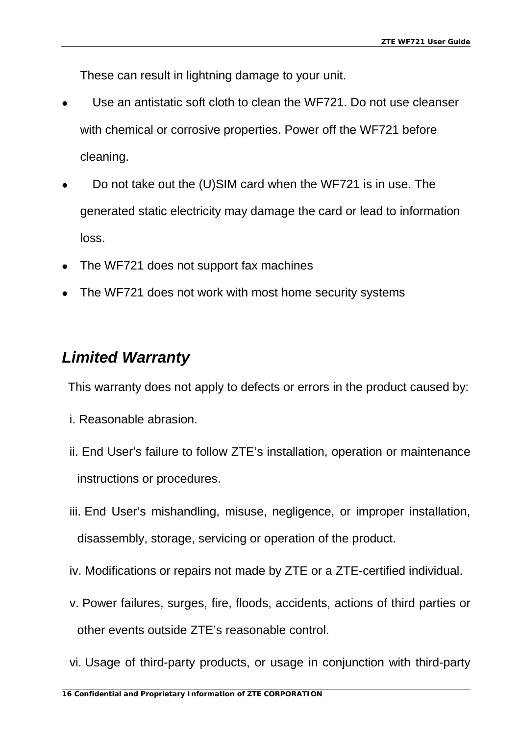These can result in lightning damage to your unit.

- Use an antistatic soft cloth to clean the WF721. Do not use cleanser with chemical or corrosive properties. Power off the WF721 before cleaning.
- Do not take out the (U)SIM card when the WF721 is in use. The generated static electricity may damage the card or lead to information loss.
- The WF721 does not support fax machines
- The WF721 does not work with most home security systems

## *Limited Warranty*

This warranty does not apply to defects or errors in the product caused by:

i. Reasonable abrasion.

ii. End User's failure to follow ZTE's installation, operation or maintenance instructions or procedures.

iii. End User's mishandling, misuse, negligence, or improper installation, disassembly, storage, servicing or operation of the product.

iv. Modifications or repairs not made by ZTE or a ZTE-certified individual.

v. Power failures, surges, fire, floods, accidents, actions of third parties or other events outside ZTE's reasonable control.

vi. Usage of third-party products, or usage in conjunction with third-party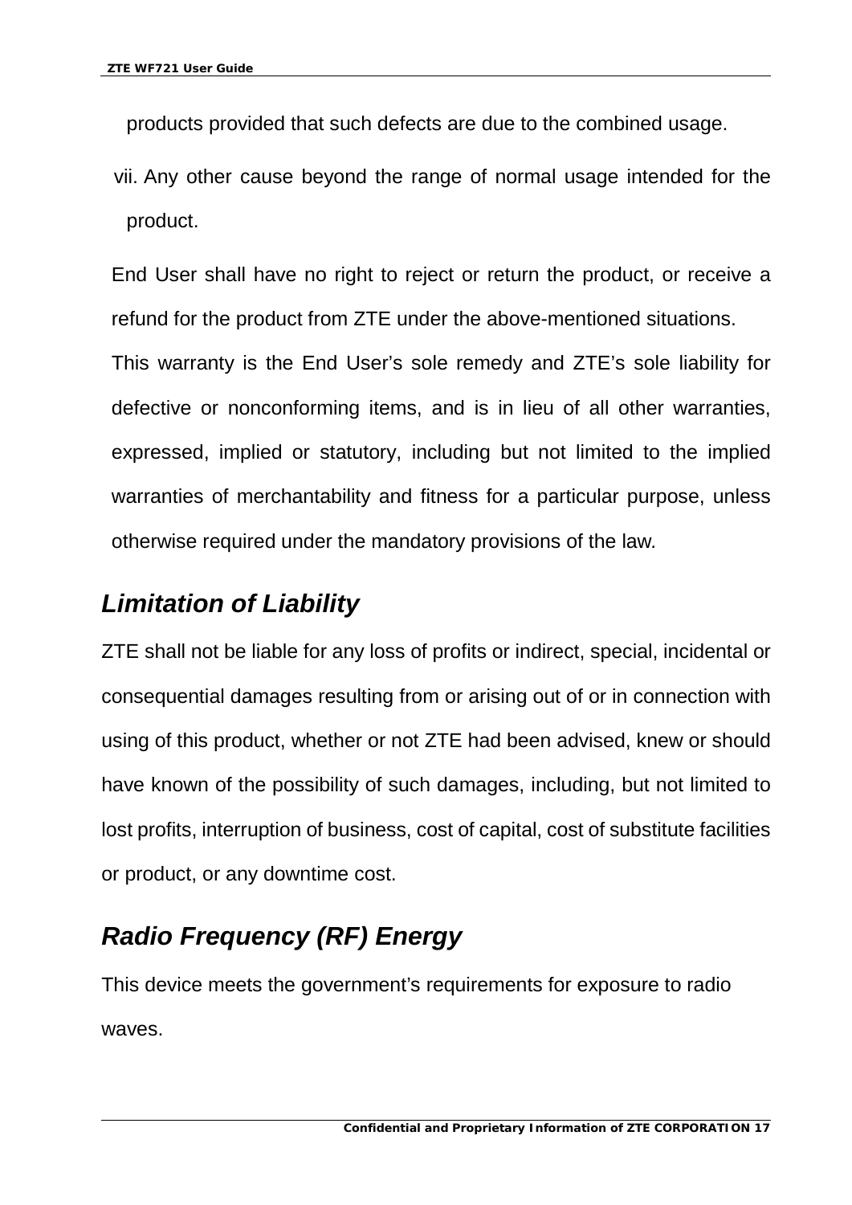products provided that such defects are due to the combined usage.

vii. Any other cause beyond the range of normal usage intended for the product.

End User shall have no right to reject or return the product, or receive a refund for the product from ZTE under the above-mentioned situations.

This warranty is the End User's sole remedy and ZTE's sole liability for defective or nonconforming items, and is in lieu of all other warranties, expressed, implied or statutory, including but not limited to the implied warranties of merchantability and fitness for a particular purpose, unless otherwise required under the mandatory provisions of the law.

## *Limitation of Liability*

ZTE shall not be liable for any loss of profits or indirect, special, incidental or consequential damages resulting from or arising out of or in connection with using of this product, whether or not ZTE had been advised, knew or should have known of the possibility of such damages, including, but not limited to lost profits, interruption of business, cost of capital, cost of substitute facilities or product, or any downtime cost.

## *Radio Frequency (RF) Energy*

This device meets the government's requirements for exposure to radio waves.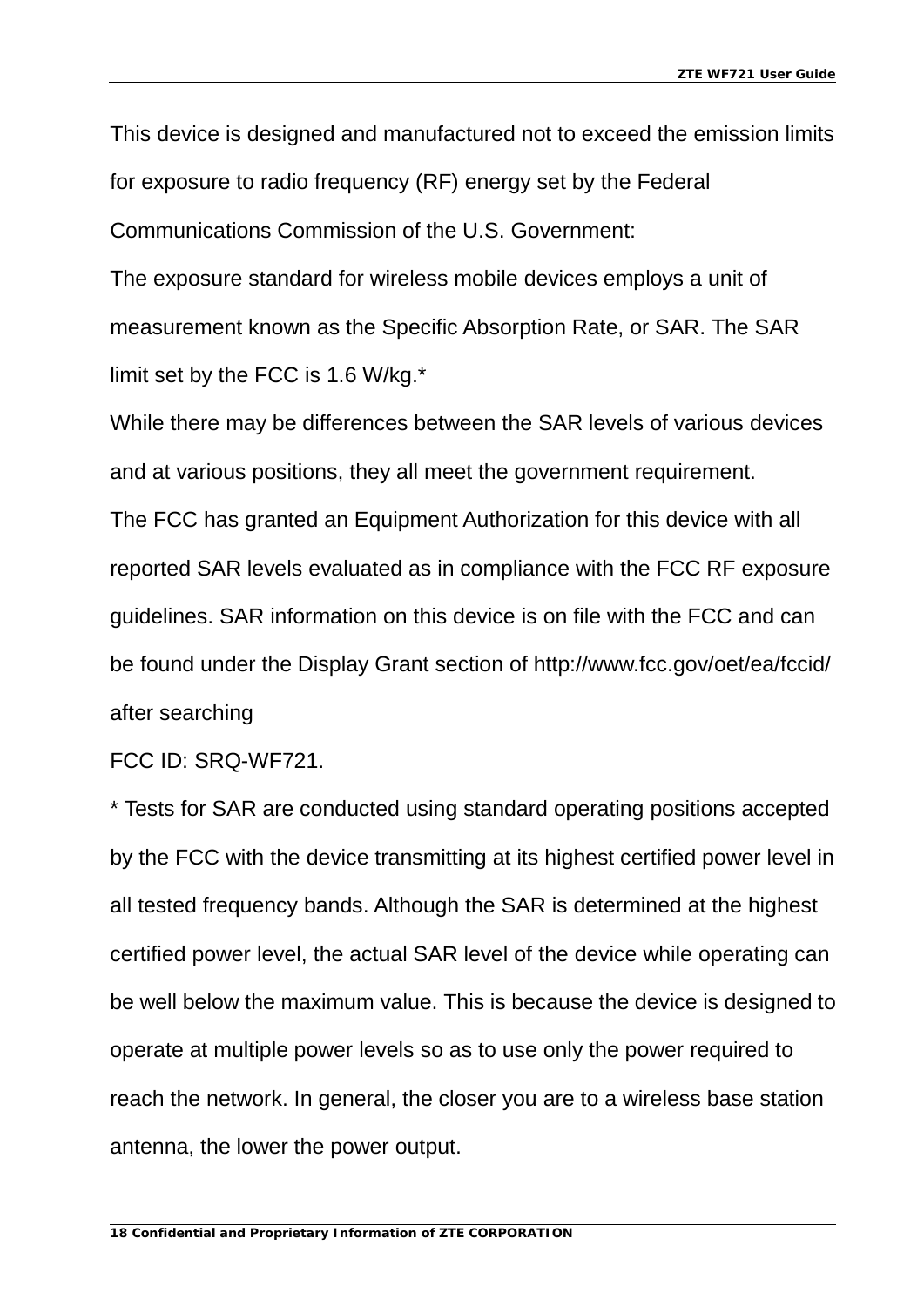This device is designed and manufactured not to exceed the emission limits for exposure to radio frequency (RF) energy set by the Federal Communications Commission of the U.S. Government:

The exposure standard for wireless mobile devices employs a unit of measurement known as the Specific Absorption Rate, or SAR. The SAR limit set by the FCC is 1.6 W/kg.*

While there may be differences between the SAR levels of various devices and at various positions, they all meet the government requirement.

The FCC has granted an Equipment Authorization for this device with all reported SAR levels evaluated as in compliance with the FCC RF exposure guidelines. SAR information on this device is on file with the FCC and can be found under the Display Grant section of http://www.fcc.gov/oet/ea/fccid/ after searching

FCC ID: SRQ-WF721.

* Tests for SAR are conducted using standard operating positions accepted by the FCC with the device transmitting at its highest certified power level in all tested frequency bands. Although the SAR is determined at the highest certified power level, the actual SAR level of the device while operating can be well below the maximum value. This is because the device is designed to operate at multiple power levels so as to use only the power required to reach the network. In general, the closer you are to a wireless base station antenna, the lower the power output.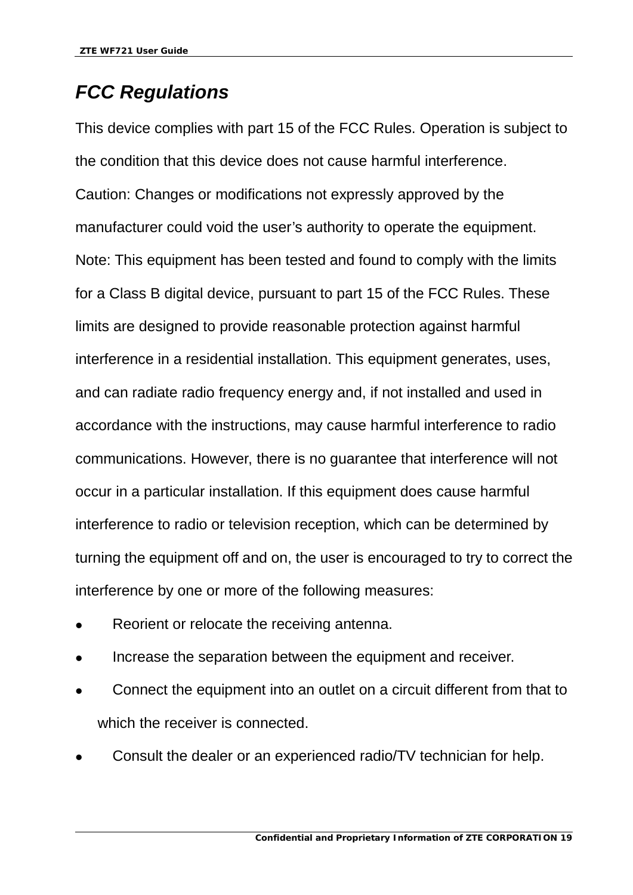## *FCC Regulations*

This device complies with part 15 of the FCC Rules. Operation is subject to the condition that this device does not cause harmful interference.

Caution: Changes or modifications not expressly approved by the manufacturer could void the user’s authority to operate the equipment.

Note: This equipment has been tested and found to comply with the limits for a Class B digital device, pursuant to part 15 of the FCC Rules. These limits are designed to provide reasonable protection against harmful interference in a residential installation. This equipment generates, uses, and can radiate radio frequency energy and, if not installed and used in accordance with the instructions, may cause harmful interference to radio communications. However, there is no guarantee that interference will not occur in a particular installation. If this equipment does cause harmful interference to radio or television reception, which can be determined by turning the equipment off and on, the user is encouraged to try to correct the interference by one or more of the following measures:

- Reorient or relocate the receiving antenna.
- Increase the separation between the equipment and receiver.
- Connect the equipment into an outlet on a circuit different from that to which the receiver is connected.
- Consult the dealer or an experienced radio/TV technician for help.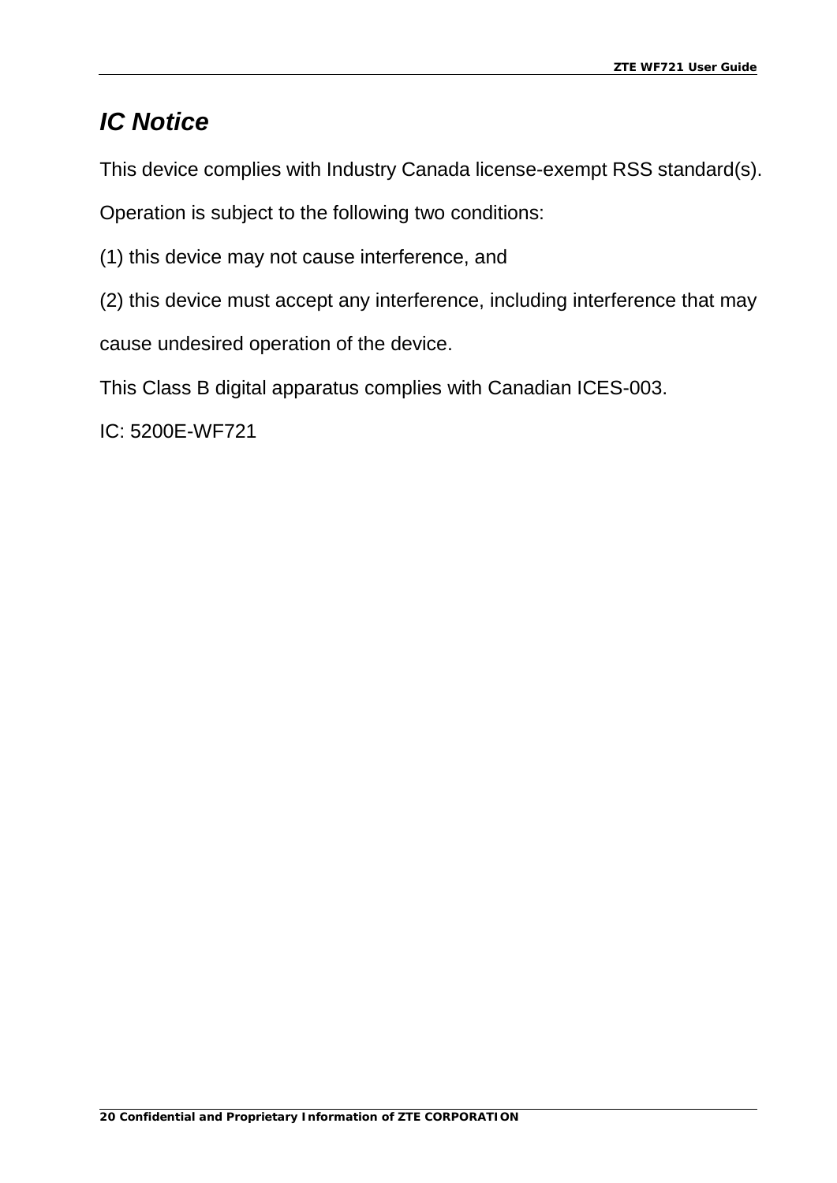## *IC Notice*

This device complies with Industry Canada license-exempt RSS standard(s).

Operation is subject to the following two conditions:

(1) this device may not cause interference, and

(2) this device must accept any interference, including interference that may cause undesired operation of the device.

This Class B digital apparatus complies with Canadian ICES-003.

IC: 5200E-WF721